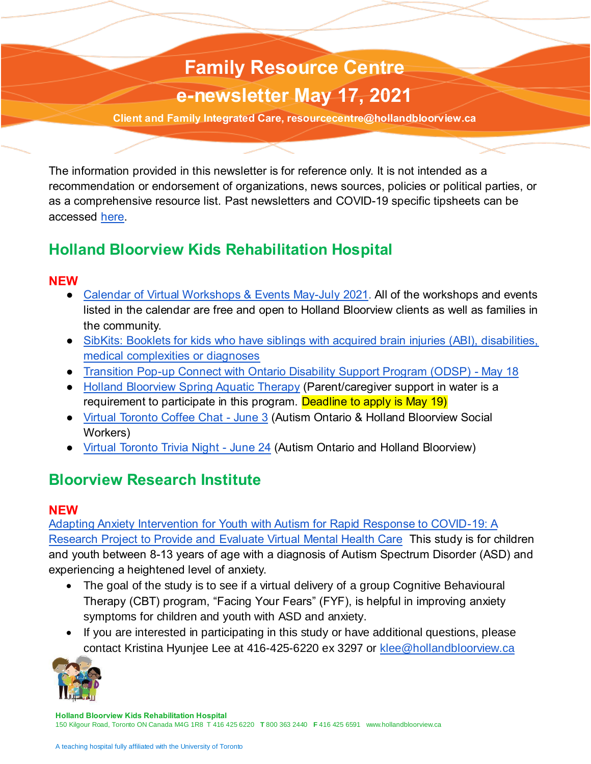# Family Resource Centre

# e-newsletter May 17, 2021

**Client and Family Integrated Care, resourcecentre@hollandbloorview.ca**

The information provided in this newsletter is for reference only. It is not intended as a recommendation or endorsement of organizations, news sources, policies or political parties, or as a comprehensive resource list. Past newsletters and COVID-19 specific tipsheets can be accessed here.

## Holland Bloorview Kids Rehabilitation Hospital

**NEW**

- Calendar of Virtual Workshops & Events May-July 2021. All of the workshops and events listed in the calendar are free and open to Holland Bloorview clients as well as families in the community.
- SibKits: Booklets for kids who have siblings with acquired brain injuries (ABI), disabilities, medical complexities or diagnoses
- Transition Pop-up Connect with Ontario Disability Support Program (ODSP) - May 18
- Holland Bloorview Spring Aquatic Therapy (Parent/caregiver support in water is a requirement to participate in this program. Deadline to apply is May 19)
- Virtual Toronto Coffee Chat - June 3 (Autism Ontario & Holland Bloorview Social Workers)
- Virtual Toronto Trivia Night - June 24 (Autism Ontario and Holland Bloorview)

## Bloorview Research Institute

**NEW**

Adapting Anxiety Intervention for Youth with Autism for Rapid Response to COVID-19: A Research Project to Provide and Evaluate Virtual Mental Health Care This study is for children and youth between 8-13 years of age with a diagnosis of Autism Spectrum Disorder (ASD) and experiencing a heightened level of anxiety.

- The goal of the study is to see if a virtual delivery of a group Cognitive Behavioural Therapy (CBT) program, "Facing Your Fears" (FYF), is helpful in improving anxiety symptoms for children and youth with ASD and anxiety.
- If you are interested in participating in this study or have additional questions, please contact Kristina Hyunjee Lee at 416-425-6220 ex 3297 or klee@hollandbloorview.ca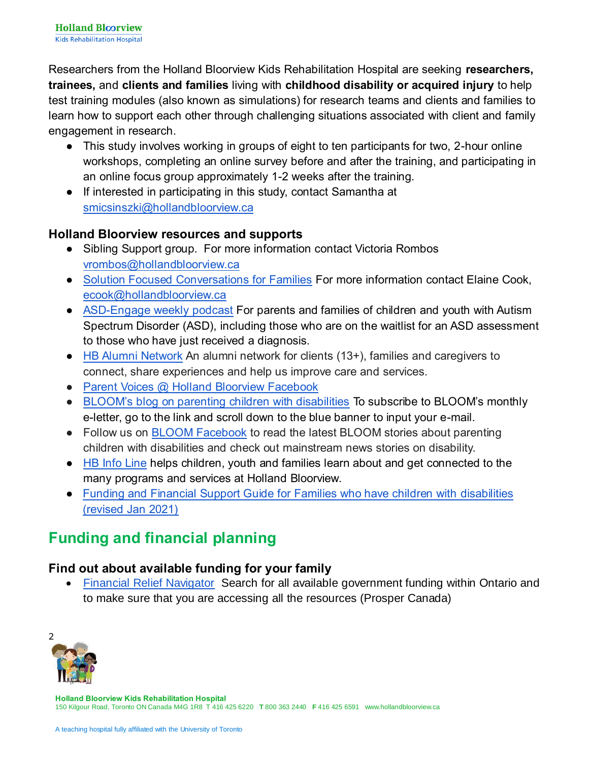Researchers from the Holland Bloorview Kids Rehabilitation Hospital are seeking **researchers, trainees,** and **clients and families** living with **childhood disability or acquired injury** to help test training modules (also known as simulations) for research teams and clients and families to learn how to support each other through challenging situations associated with client and family engagement in research.

- This study involves working in groups of eight to ten participants for two, 2-hour online workshops, completing an online survey before and after the training, and participating in an online focus group approximately 1-2 weeks after the training.
- If interested in participating in this study, contact Samantha at smicsinszki@hollandbloorview.ca

### Holland Bloorview resources and supports

- Sibling Support group. For more information contact Victoria Rombos vrombos@hollandbloorview.ca
- Solution Focused Conversations for Families For more information contact Elaine Cook, ecook@hollandbloorview.ca
- ASD-Engage weekly podcast For parents and families of children and youth with Autism Spectrum Disorder (ASD), including those who are on the waitlist for an ASD assessment to those who have just received a diagnosis.
- HB Alumni Network An alumni network for clients (13+), families and caregivers to connect, share experiences and help us improve care and services.
- Parent Voices @ Holland Bloorview Facebook
- BLOOM's blog on parenting children with disabilities To subscribe to BLOOM's monthly e-letter, go to the link and scroll down to the blue banner to input your e-mail.
- Follow us on BLOOM Facebook to read the latest BLOOM stories about parenting children with disabilities and check out mainstream news stories on disability.
- HB Info Line helps children, youth and families learn about and get connected to the many programs and services at Holland Bloorview.
- Funding and Financial Support Guide for Families who have children with disabilities (revised Jan 2021)

## Funding and financial planning

### Find out about available funding for your family

- Financial Relief Navigator Search for all available government funding within Ontario and to make sure that you are accessing all the resources (Prosper Canada)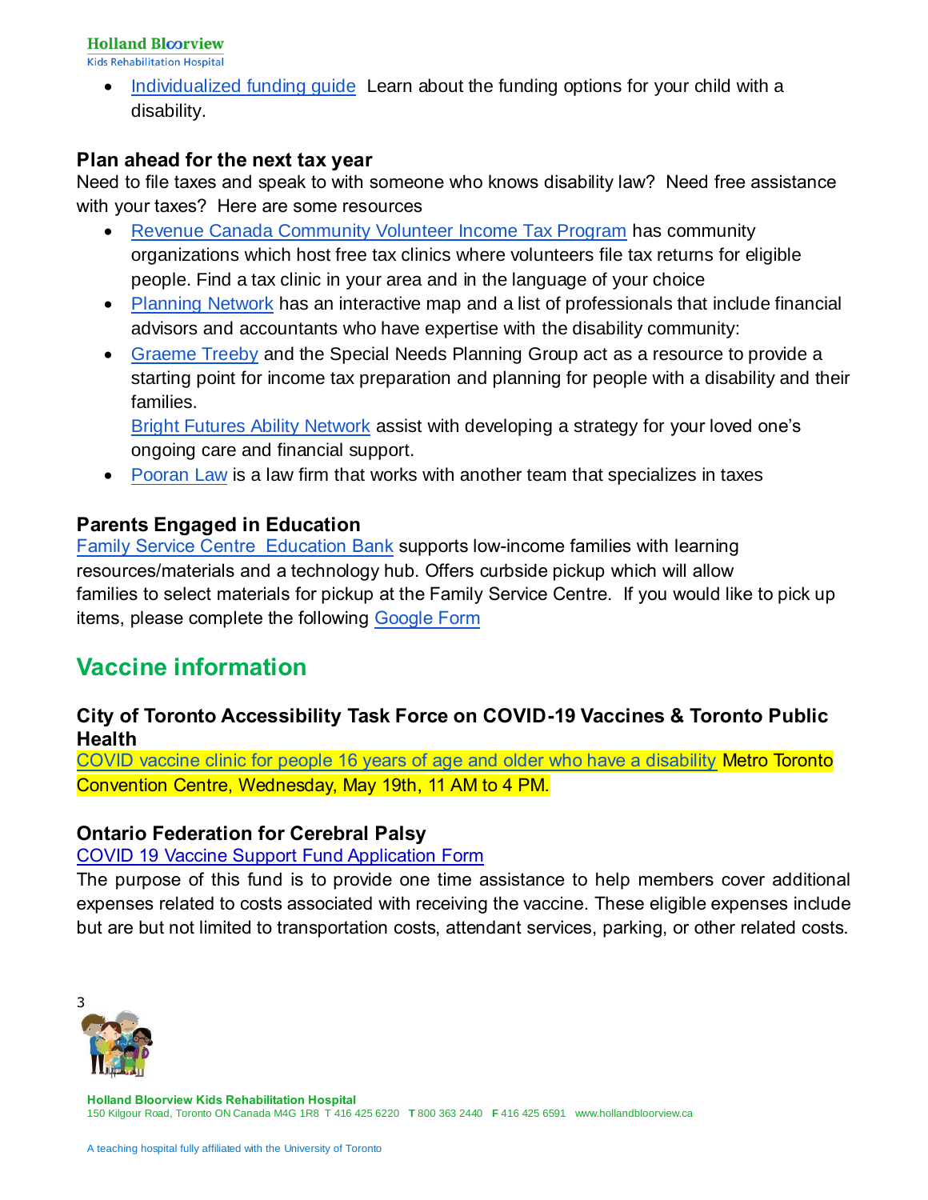- Individualized funding guide  Learn about the funding options for your child with a disability.

### Plan ahead for the next tax year

Need to file taxes and speak to with someone who knows disability law?  Need free assistance with your taxes?  Here are some resources

- Revenue Canada Community Volunteer Income Tax Program has community organizations which host free tax clinics where volunteers file tax returns for eligible people. Find a tax clinic in your area and in the language of your choice
- Planning Network has an interactive map and a list of professionals that include financial advisors and accountants who have expertise with the disability community:
- Graeme Treeby and the Special Needs Planning Group act as a resource to provide a starting point for income tax preparation and planning for people with a disability and their families.
  Bright Futures Ability Network assist with developing a strategy for your loved one's ongoing care and financial support.
- Pooran Law is a law firm that works with another team that specializes in taxes

### Parents Engaged in Education

Family Service Centre  Education Bank supports low-income families with learning resources/materials and a technology hub. Offers curbside pickup which will allow families to select materials for pickup at the Family Service Centre.  If you would like to pick up items, please complete the following Google Form

## Vaccine information

### City of Toronto Accessibility Task Force on COVID-19 Vaccines & Toronto Public Health

COVID vaccine clinic for people 16 years of age and older who have a disability Metro Toronto Convention Centre, Wednesday, May 19th, 11 AM to 4 PM.

### Ontario Federation for Cerebral Palsy

COVID 19 Vaccine Support Fund Application Form

The purpose of this fund is to provide one time assistance to help members cover additional expenses related to costs associated with receiving the vaccine. These eligible expenses include but are but not limited to transportation costs, attendant services, parking, or other related costs.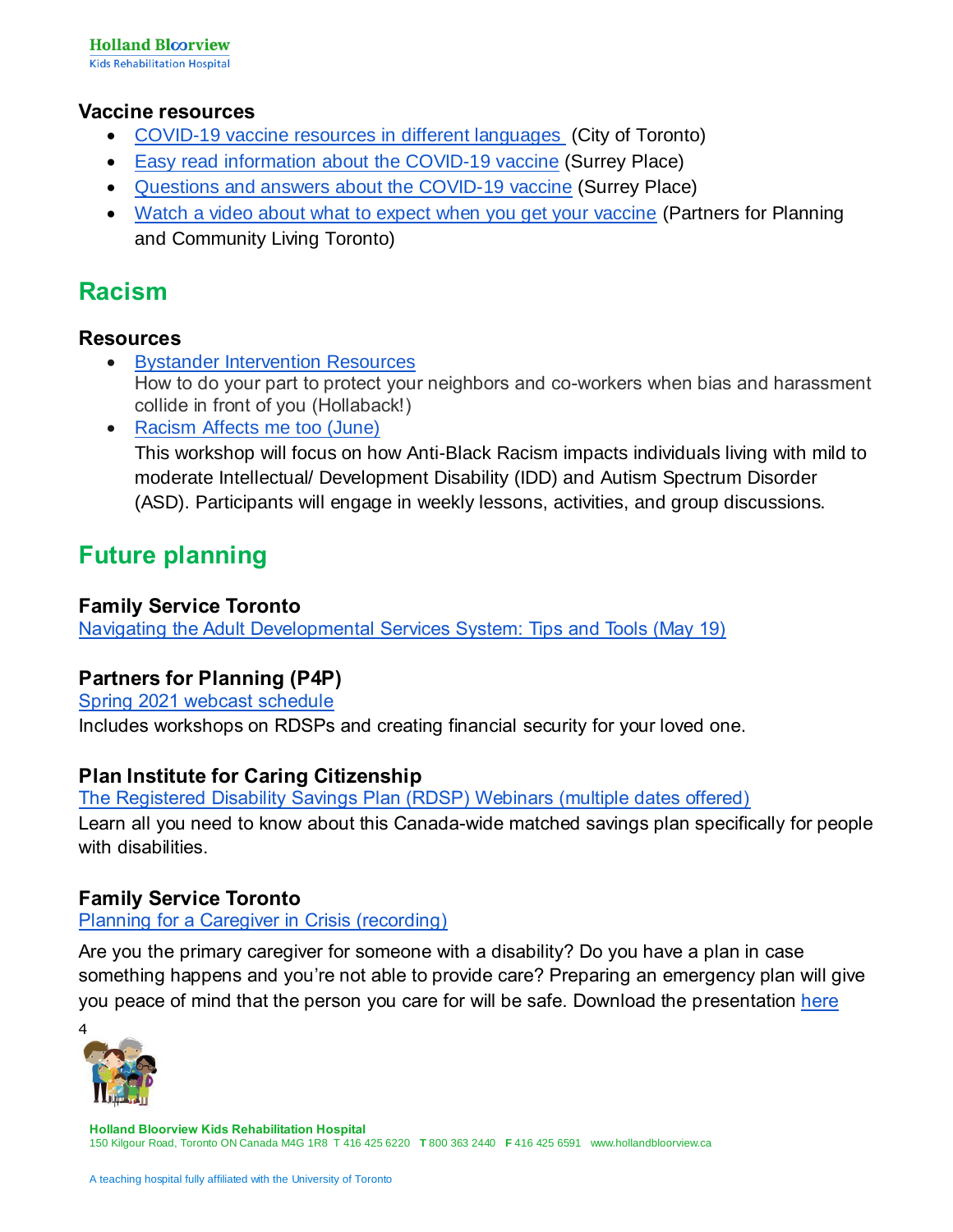### Vaccine resources

- COVID-19 vaccine resources in different languages (City of Toronto)
- Easy read information about the COVID-19 vaccine (Surrey Place)
- Questions and answers about the COVID-19 vaccine (Surrey Place)
- Watch a video about what to expect when you get your vaccine (Partners for Planning and Community Living Toronto)

## Racism

### Resources

- Bystander Intervention Resources
  How to do your part to protect your neighbors and co-workers when bias and harassment collide in front of you (Hollaback!)
- Racism Affects me too (June)
  This workshop will focus on how Anti-Black Racism impacts individuals living with mild to moderate Intellectual/ Development Disability (IDD) and Autism Spectrum Disorder (ASD). Participants will engage in weekly lessons, activities, and group discussions.

## Future planning

### Family Service Toronto

Navigating the Adult Developmental Services System: Tips and Tools (May 19)

### Partners for Planning (P4P)

Spring 2021 webcast schedule
Includes workshops on RDSPs and creating financial security for your loved one.

### Plan Institute for Caring Citizenship

The Registered Disability Savings Plan (RDSP) Webinars (multiple dates offered)
Learn all you need to know about this Canada-wide matched savings plan specifically for people with disabilities.

### Family Service Toronto

Planning for a Caregiver in Crisis (recording)

Are you the primary caregiver for someone with a disability? Do you have a plan in case something happens and you're not able to provide care? Preparing an emergency plan will give you peace of mind that the person you care for will be safe. Download the presentation here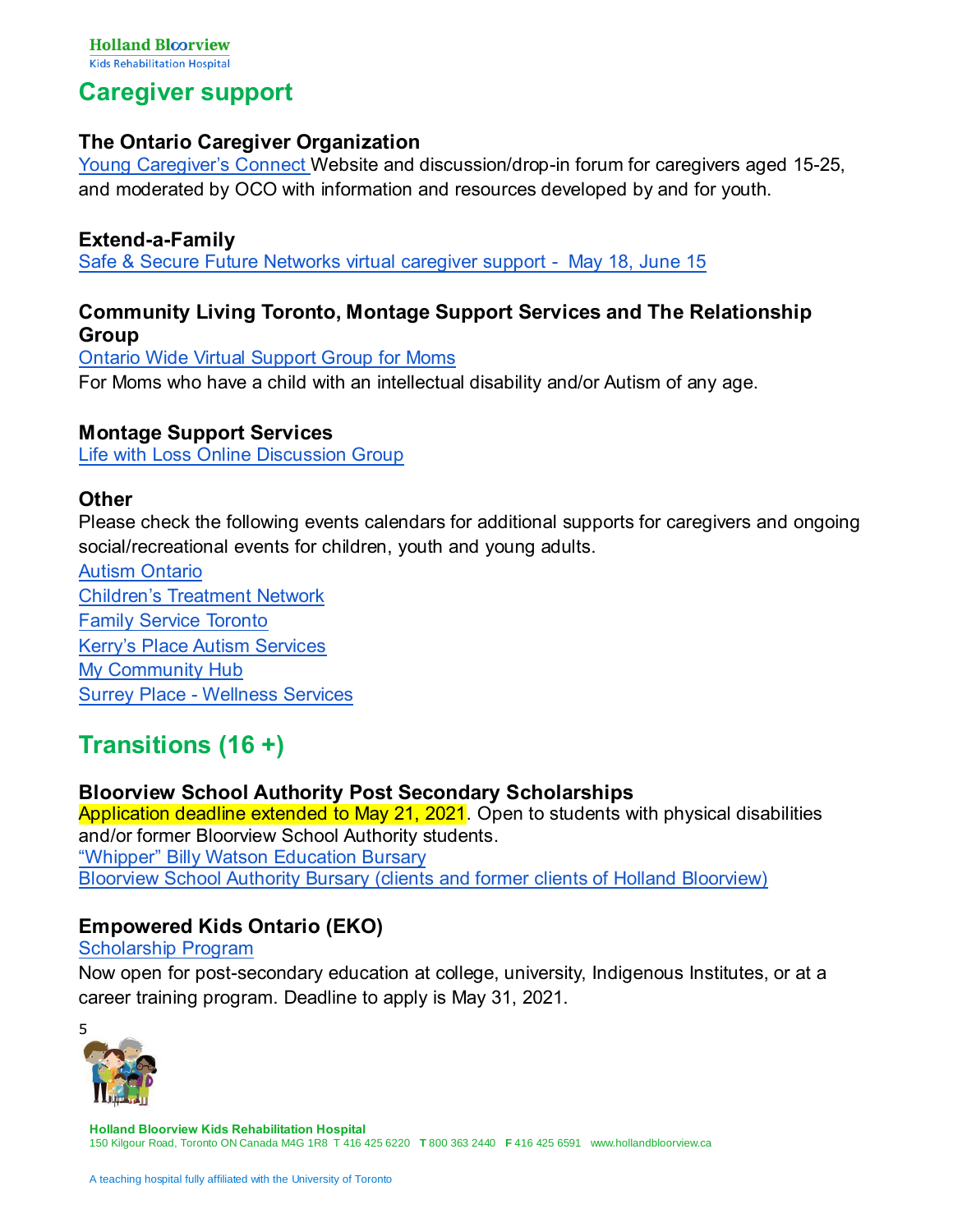## Caregiver support

### The Ontario Caregiver Organization

Young Caregiver's Connect Website and discussion/drop-in forum for caregivers aged 15-25, and moderated by OCO with information and resources developed by and for youth.

### Extend-a-Family

Safe & Secure Future Networks virtual caregiver support - May 18, June 15

### Community Living Toronto, Montage Support Services and The Relationship Group

Ontario Wide Virtual Support Group for Moms

For Moms who have a child with an intellectual disability and/or Autism of any age.

### Montage Support Services

Life with Loss Online Discussion Group

### Other

Please check the following events calendars for additional supports for caregivers and ongoing social/recreational events for children, youth and young adults.

Autism Ontario
Children's Treatment Network
Family Service Toronto
Kerry's Place Autism Services
My Community Hub
Surrey Place - Wellness Services

## Transitions (16 +)

### Bloorview School Authority Post Secondary Scholarships

Application deadline extended to May 21, 2021. Open to students with physical disabilities and/or former Bloorview School Authority students.

"Whipper" Billy Watson Education Bursary
Bloorview School Authority Bursary (clients and former clients of Holland Bloorview)

### Empowered Kids Ontario (EKO)

Scholarship Program

Now open for post-secondary education at college, university, Indigenous Institutes, or at a career training program. Deadline to apply is May 31, 2021.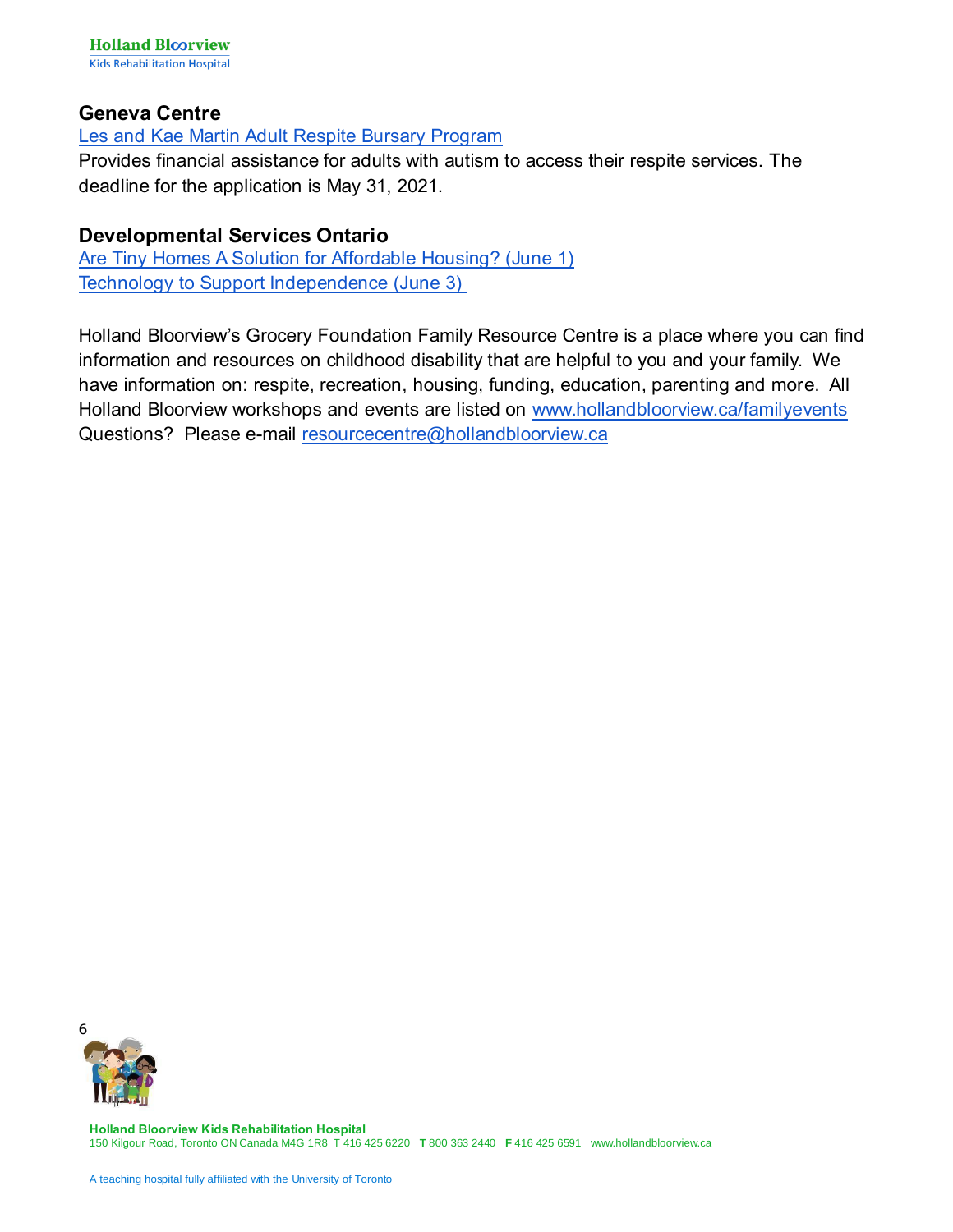## Geneva Centre

[Les and Kae Martin Adult Respite Bursary Program]

Provides financial assistance for adults with autism to access their respite services. The deadline for the application is May 31, 2021.

## Developmental Services Ontario

[Are Tiny Homes A Solution for Affordable Housing? (June 1)]

[Technology to Support Independence (June 3)]

Holland Bloorview's Grocery Foundation Family Resource Centre is a place where you can find information and resources on childhood disability that are helpful to you and your family. We have information on: respite, recreation, housing, funding, education, parenting and more. All Holland Bloorview workshops and events are listed on www.hollandbloorview.ca/familyevents Questions? Please e-mail resourcecentre@hollandbloorview.ca